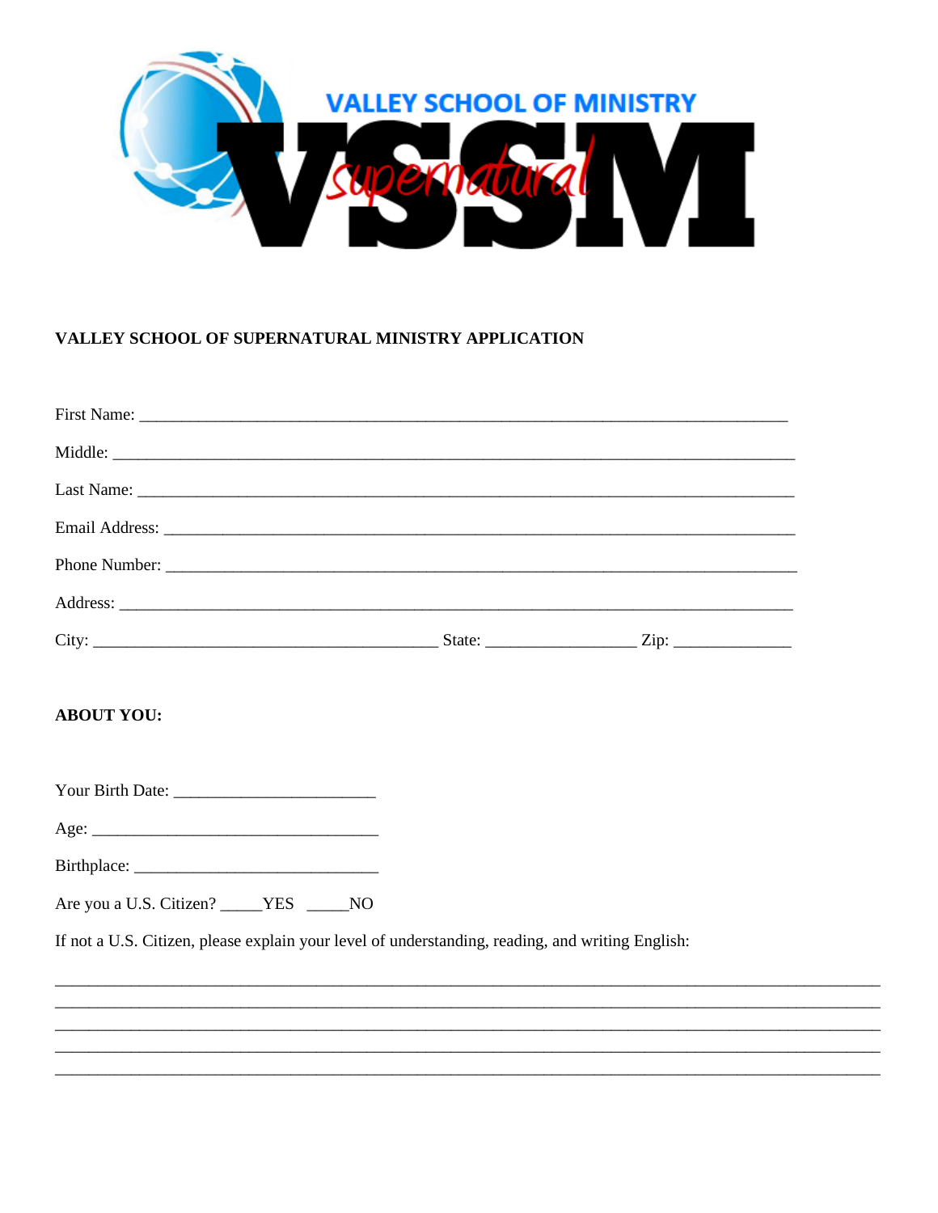# VALLEY SCHOOL OF SUPERNATURAL MINISTRY APPLICATION

First Name: ___________________________________________________________________________

Middle: ______________________________________________________________________________

Last Name: ___________________________________________________________________________

Email Address: _________________________________________________________________________

Phone Number: ________________________________________________________________________

Address: ______________________________________________________________________________

City: ________________________________________ State: _________________ Zip: _____________

## ABOUT YOU:

Your Birth Date: _______________________

Age: _________________________________

Birthplace: ____________________________

Are you a U.S. Citizen? _____YES _____NO

If not a U.S. Citizen, please explain your level of understanding, reading, and writing English:

______________________________________________________________________________________________

______________________________________________________________________________________________

______________________________________________________________________________________________

______________________________________________________________________________________________

______________________________________________________________________________________________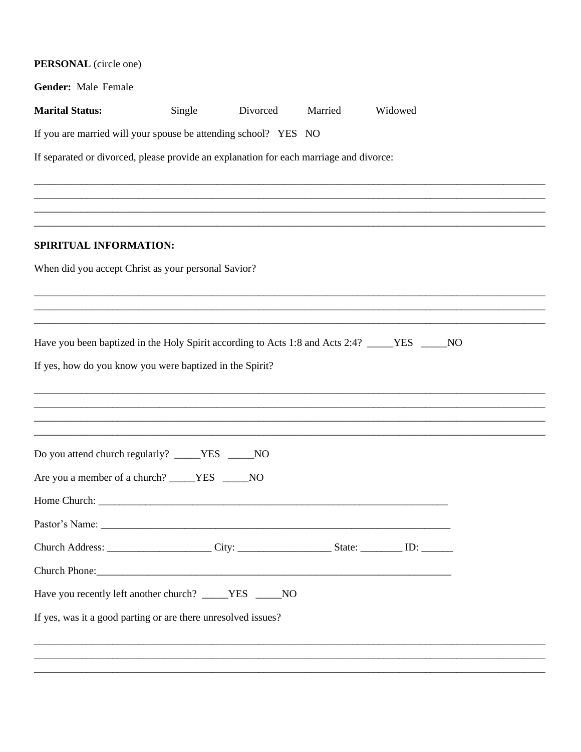**PERSONAL** (circle one)

**Gender:** Male Female

**Marital Status:** Single Divorced Married Widowed

If you are married will your spouse be attending school? YES NO

If separated or divorced, please provide an explanation for each marriage and divorce:

____________________________________________________________________________________________
____________________________________________________________________________________________
____________________________________________________________________________________________
____________________________________________________________________________________________

**SPIRITUAL INFORMATION:**

When did you accept Christ as your personal Savior?

____________________________________________________________________________________________
____________________________________________________________________________________________
____________________________________________________________________________________________

Have you been baptized in the Holy Spirit according to Acts 1:8 and Acts 2:4? _____YES _____NO

If yes, how do you know you were baptized in the Spirit?

____________________________________________________________________________________________
____________________________________________________________________________________________
____________________________________________________________________________________________
____________________________________________________________________________________________

Do you attend church regularly? _____YES _____NO

Are you a member of a church? _____YES _____NO

Home Church: ______________________________________________________________________

Pastor's Name: _____________________________________________________________________

Church Address: ____________________ City: __________________ State: ________ ID: ______

Church Phone:______________________________________________________________________

Have you recently left another church? _____YES _____NO

If yes, was it a good parting or are there unresolved issues?

____________________________________________________________________________________________
____________________________________________________________________________________________
____________________________________________________________________________________________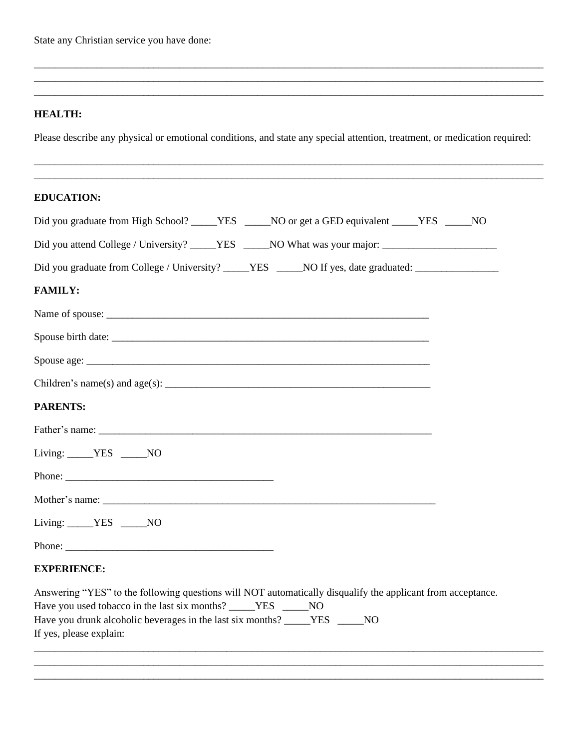State any Christian service you have done:

\_\_\_\_\_\_\_\_\_\_\_\_\_\_\_\_\_\_\_\_\_\_\_\_\_\_\_\_\_\_\_\_\_\_\_\_\_\_\_\_\_\_\_\_\_\_\_\_\_\_\_\_\_\_\_\_\_\_\_\_\_\_\_\_\_\_\_\_\_\_\_\_\_\_\_\_\_\_\_\_\_\_\_\_\_\_\_\_\_\_\_\_\_\_
\_\_\_\_\_\_\_\_\_\_\_\_\_\_\_\_\_\_\_\_\_\_\_\_\_\_\_\_\_\_\_\_\_\_\_\_\_\_\_\_\_\_\_\_\_\_\_\_\_\_\_\_\_\_\_\_\_\_\_\_\_\_\_\_\_\_\_\_\_\_\_\_\_\_\_\_\_\_\_\_\_\_\_\_\_\_\_\_\_\_\_\_\_\_
\_\_\_\_\_\_\_\_\_\_\_\_\_\_\_\_\_\_\_\_\_\_\_\_\_\_\_\_\_\_\_\_\_\_\_\_\_\_\_\_\_\_\_\_\_\_\_\_\_\_\_\_\_\_\_\_\_\_\_\_\_\_\_\_\_\_\_\_\_\_\_\_\_\_\_\_\_\_\_\_\_\_\_\_\_\_\_\_\_\_\_\_\_\_

**HEALTH:**

Please describe any physical or emotional conditions, and state any special attention, treatment, or medication required:

\_\_\_\_\_\_\_\_\_\_\_\_\_\_\_\_\_\_\_\_\_\_\_\_\_\_\_\_\_\_\_\_\_\_\_\_\_\_\_\_\_\_\_\_\_\_\_\_\_\_\_\_\_\_\_\_\_\_\_\_\_\_\_\_\_\_\_\_\_\_\_\_\_\_\_\_\_\_\_\_\_\_\_\_\_\_\_\_\_\_\_\_\_\_
\_\_\_\_\_\_\_\_\_\_\_\_\_\_\_\_\_\_\_\_\_\_\_\_\_\_\_\_\_\_\_\_\_\_\_\_\_\_\_\_\_\_\_\_\_\_\_\_\_\_\_\_\_\_\_\_\_\_\_\_\_\_\_\_\_\_\_\_\_\_\_\_\_\_\_\_\_\_\_\_\_\_\_\_\_\_\_\_\_\_\_\_\_\_

**EDUCATION:**

Did you graduate from High School? \_\_\_\_\_YES \_\_\_\_\_NO or get a GED equivalent \_\_\_\_\_YES \_\_\_\_\_NO

Did you attend College / University? \_\_\_\_\_YES \_\_\_\_\_NO What was your major: \_\_\_\_\_\_\_\_\_\_\_\_\_\_\_\_\_\_\_\_\_\_

Did you graduate from College / University? \_\_\_\_\_YES \_\_\_\_\_NO If yes, date graduated: \_\_\_\_\_\_\_\_\_\_\_\_\_\_\_\_

**FAMILY:**

Name of spouse: \_\_\_\_\_\_\_\_\_\_\_\_\_\_\_\_\_\_\_\_\_\_\_\_\_\_\_\_\_\_\_\_\_\_\_\_\_\_\_\_\_\_\_\_\_\_\_\_\_\_\_\_\_\_\_\_\_\_\_\_\_\_

Spouse birth date: \_\_\_\_\_\_\_\_\_\_\_\_\_\_\_\_\_\_\_\_\_\_\_\_\_\_\_\_\_\_\_\_\_\_\_\_\_\_\_\_\_\_\_\_\_\_\_\_\_\_\_\_\_\_\_\_\_\_\_\_\_\_

Spouse age: \_\_\_\_\_\_\_\_\_\_\_\_\_\_\_\_\_\_\_\_\_\_\_\_\_\_\_\_\_\_\_\_\_\_\_\_\_\_\_\_\_\_\_\_\_\_\_\_\_\_\_\_\_\_\_\_\_\_\_\_\_\_\_\_\_\_\_

Children's name(s) and age(s): \_\_\_\_\_\_\_\_\_\_\_\_\_\_\_\_\_\_\_\_\_\_\_\_\_\_\_\_\_\_\_\_\_\_\_\_\_\_\_\_\_\_\_\_\_\_\_\_\_\_\_\_

**PARENTS:**

Father's name: \_\_\_\_\_\_\_\_\_\_\_\_\_\_\_\_\_\_\_\_\_\_\_\_\_\_\_\_\_\_\_\_\_\_\_\_\_\_\_\_\_\_\_\_\_\_\_\_\_\_\_\_\_\_\_\_\_\_\_\_\_\_\_\_\_

Living: \_\_\_\_\_YES \_\_\_\_\_NO

Phone: \_\_\_\_\_\_\_\_\_\_\_\_\_\_\_\_\_\_\_\_\_\_\_\_\_\_\_\_\_\_\_\_\_\_\_\_\_\_\_\_

Mother's name: \_\_\_\_\_\_\_\_\_\_\_\_\_\_\_\_\_\_\_\_\_\_\_\_\_\_\_\_\_\_\_\_\_\_\_\_\_\_\_\_\_\_\_\_\_\_\_\_\_\_\_\_\_\_\_\_\_\_\_\_\_\_\_\_\_

Living: \_\_\_\_\_YES \_\_\_\_\_NO

Phone: \_\_\_\_\_\_\_\_\_\_\_\_\_\_\_\_\_\_\_\_\_\_\_\_\_\_\_\_\_\_\_\_\_\_\_\_\_\_\_\_

**EXPERIENCE:**

Answering "YES" to the following questions will NOT automatically disqualify the applicant from acceptance.
Have you used tobacco in the last six months? \_\_\_\_\_YES \_\_\_\_\_NO
Have you drunk alcoholic beverages in the last six months? \_\_\_\_\_YES \_\_\_\_\_NO
If yes, please explain:

\_\_\_\_\_\_\_\_\_\_\_\_\_\_\_\_\_\_\_\_\_\_\_\_\_\_\_\_\_\_\_\_\_\_\_\_\_\_\_\_\_\_\_\_\_\_\_\_\_\_\_\_\_\_\_\_\_\_\_\_\_\_\_\_\_\_\_\_\_\_\_\_\_\_\_\_\_\_\_\_\_\_\_\_\_\_\_\_\_\_\_\_\_\_
\_\_\_\_\_\_\_\_\_\_\_\_\_\_\_\_\_\_\_\_\_\_\_\_\_\_\_\_\_\_\_\_\_\_\_\_\_\_\_\_\_\_\_\_\_\_\_\_\_\_\_\_\_\_\_\_\_\_\_\_\_\_\_\_\_\_\_\_\_\_\_\_\_\_\_\_\_\_\_\_\_\_\_\_\_\_\_\_\_\_\_\_\_\_
\_\_\_\_\_\_\_\_\_\_\_\_\_\_\_\_\_\_\_\_\_\_\_\_\_\_\_\_\_\_\_\_\_\_\_\_\_\_\_\_\_\_\_\_\_\_\_\_\_\_\_\_\_\_\_\_\_\_\_\_\_\_\_\_\_\_\_\_\_\_\_\_\_\_\_\_\_\_\_\_\_\_\_\_\_\_\_\_\_\_\_\_\_\_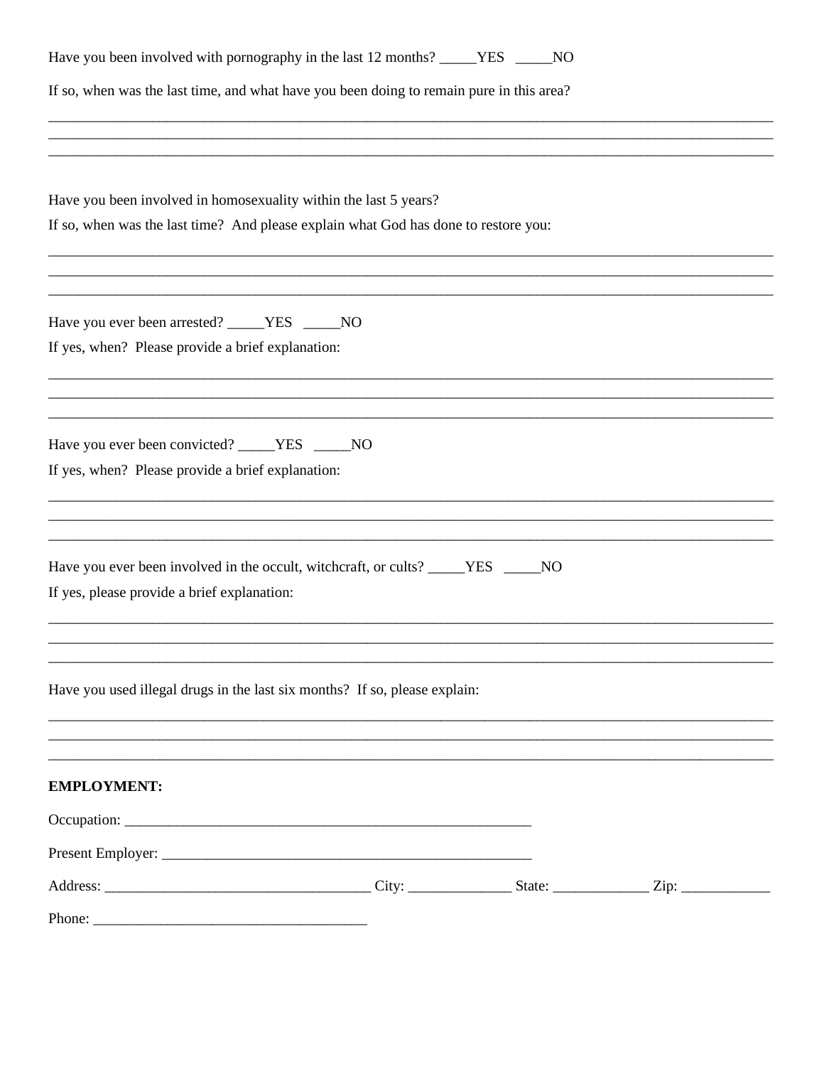Have you been involved with pornography in the last 12 months? _____YES   _____NO

If so, when was the last time, and what have you been doing to remain pure in this area?

____________________________________________________________________________________________
____________________________________________________________________________________________
____________________________________________________________________________________________

Have you been involved in homosexuality within the last 5 years?

If so, when was the last time? And please explain what God has done to restore you:

____________________________________________________________________________________________
____________________________________________________________________________________________
____________________________________________________________________________________________

Have you ever been arrested? _____YES   _____NO

If yes, when? Please provide a brief explanation:

____________________________________________________________________________________________
____________________________________________________________________________________________
____________________________________________________________________________________________

Have you ever been convicted? _____YES   _____NO

If yes, when? Please provide a brief explanation:

____________________________________________________________________________________________
____________________________________________________________________________________________
____________________________________________________________________________________________

Have you ever been involved in the occult, witchcraft, or cults? _____YES   _____NO

If yes, please provide a brief explanation:

____________________________________________________________________________________________
____________________________________________________________________________________________
____________________________________________________________________________________________

Have you used illegal drugs in the last six months? If so, please explain:

____________________________________________________________________________________________
____________________________________________________________________________________________
____________________________________________________________________________________________

**EMPLOYMENT:**

Occupation: _______________________________________________________

Present Employer: __________________________________________________

Address: ___________________________________ City: _____________ State: ____________ Zip: ___________

Phone: ____________________________________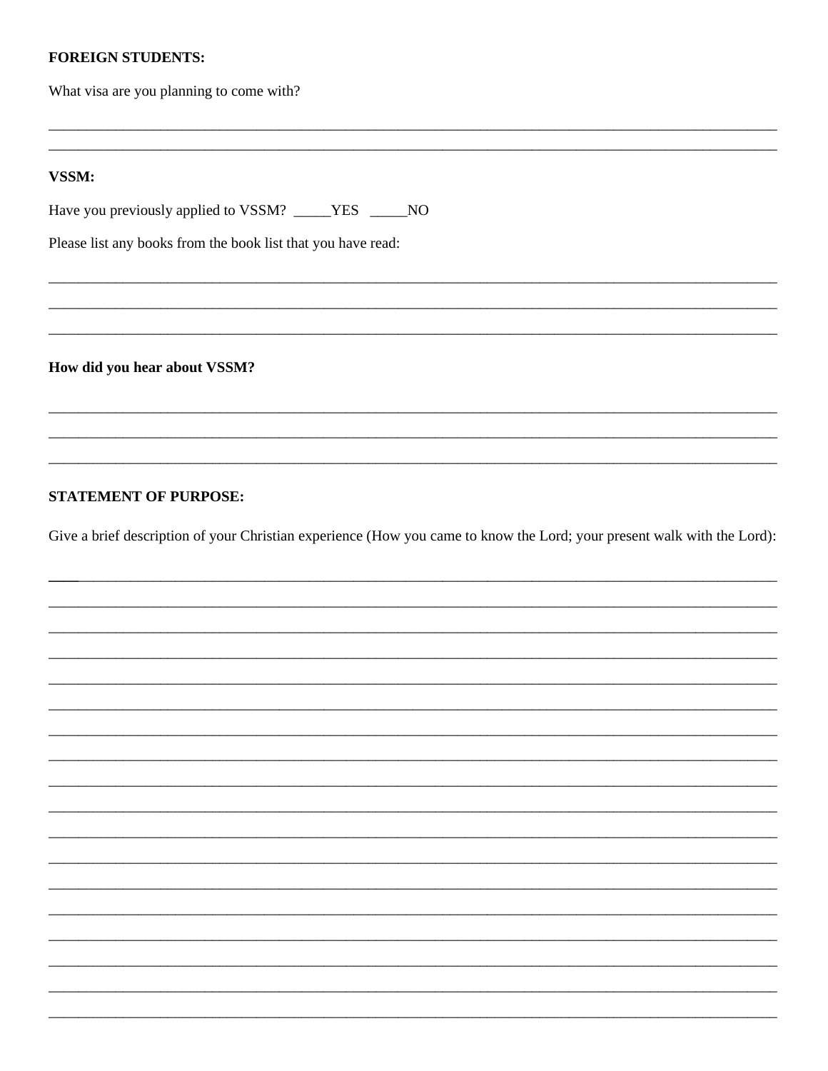**FOREIGN STUDENTS:**

What visa are you planning to come with?

______________________________________________________________________________________________

______________________________________________________________________________________________

**VSSM:**

Have you previously applied to VSSM? _____YES _____NO

Please list any books from the book list that you have read:

______________________________________________________________________________________________

______________________________________________________________________________________________

______________________________________________________________________________________________

**How did you hear about VSSM?**

______________________________________________________________________________________________

______________________________________________________________________________________________

______________________________________________________________________________________________

**STATEMENT OF PURPOSE:**

Give a brief description of your Christian experience (How you came to know the Lord; your present walk with the Lord):

______________________________________________________________________________________________

______________________________________________________________________________________________

______________________________________________________________________________________________

______________________________________________________________________________________________

______________________________________________________________________________________________

______________________________________________________________________________________________

______________________________________________________________________________________________

______________________________________________________________________________________________

______________________________________________________________________________________________

______________________________________________________________________________________________

______________________________________________________________________________________________

______________________________________________________________________________________________

______________________________________________________________________________________________

______________________________________________________________________________________________

______________________________________________________________________________________________

______________________________________________________________________________________________

______________________________________________________________________________________________

______________________________________________________________________________________________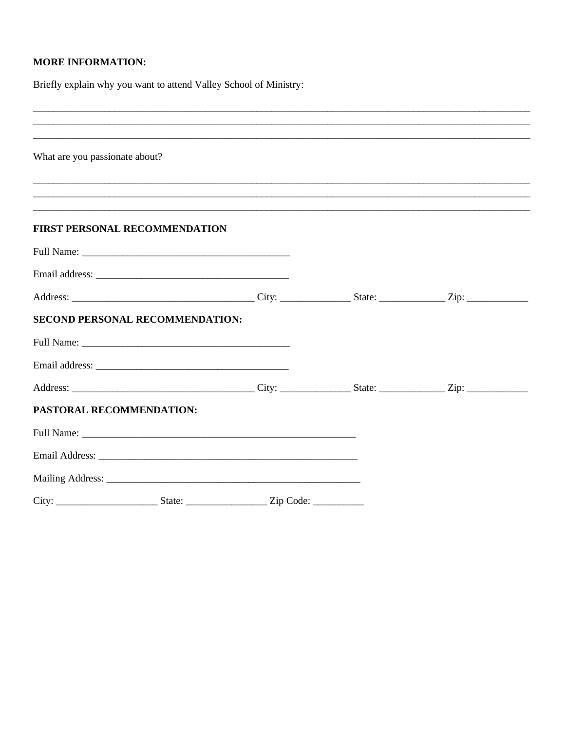**MORE INFORMATION:**

Briefly explain why you want to attend Valley School of Ministry:

_____________________________________________________________________________________
_____________________________________________________________________________________
_____________________________________________________________________________________

What are you passionate about?

_____________________________________________________________________________________
_____________________________________________________________________________________
_____________________________________________________________________________________

**FIRST PERSONAL RECOMMENDATION**

Full Name: ________________________________________

Email address: _____________________________________

Address: ___________________________________ City: _____________ State: ____________ Zip: ___________

**SECOND PERSONAL RECOMMENDATION:**

Full Name: ________________________________________

Email address: _____________________________________

Address: ___________________________________ City: _____________ State: ____________ Zip: ___________

**PASTORAL RECOMMENDATION:**

Full Name: _____________________________________________________

Email Address: __________________________________________________

Mailing Address: ________________________________________________

City: ___________________ State: _______________ Zip Code: _________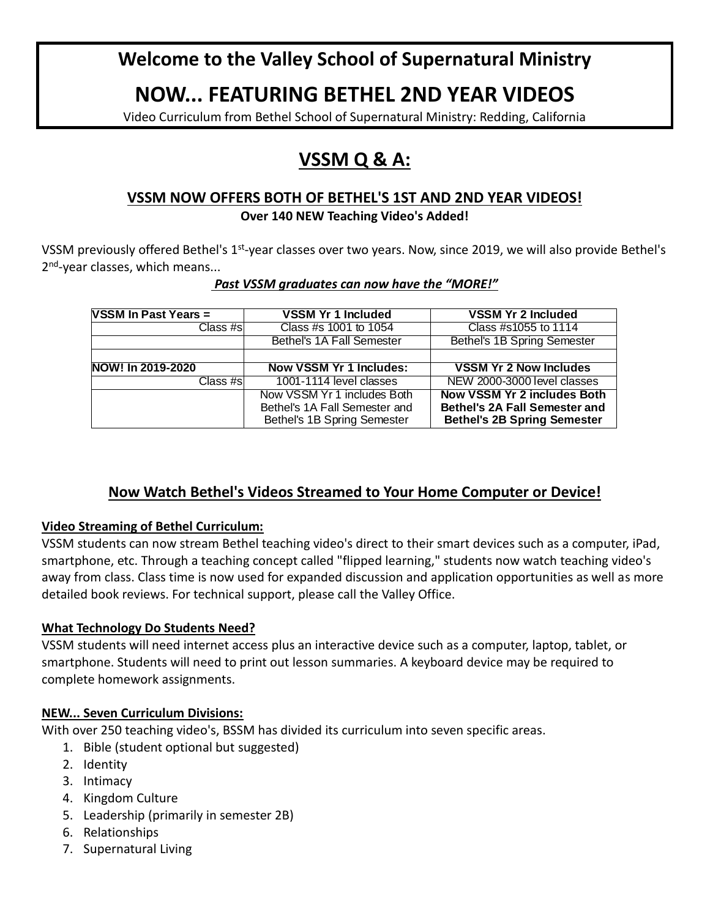# Welcome to the Valley School of Supernatural Ministry

# NOW... FEATURING BETHEL 2ND YEAR VIDEOS

Video Curriculum from Bethel School of Supernatural Ministry: Redding, California

## VSSM Q & A:

### VSSM NOW OFFERS BOTH OF BETHEL'S 1ST AND 2ND YEAR VIDEOS!

**Over 140 NEW Teaching Video's Added!**

VSSM previously offered Bethel's 1st-year classes over two years. Now, since 2019, we will also provide Bethel's 2nd-year classes, which means...

***Past VSSM graduates can now have the "MORE!"***

| **VSSM In Past Years =** | **VSSM Yr 1 Included** | **VSSM Yr 2 Included** |
|---|---|---|
| Class #s | Class #s 1001 to 1054 | Class #s1055 to 1114 |
| | Bethel's 1A Fall Semester | Bethel's 1B Spring Semester |
| | | |
| **NOW! In 2019-2020** | **Now VSSM Yr 1 Includes:** | **VSSM Yr 2 Now Includes** |
| Class #s | 1001-1114 level classes | NEW 2000-3000 level classes |
| | Now VSSM Yr 1 includes Both Bethel's 1A Fall Semester and Bethel's 1B Spring Semester | **Now VSSM Yr 2 includes Both Bethel's 2A Fall Semester and Bethel's 2B Spring Semester** |

### Now Watch Bethel's Videos Streamed to Your Home Computer or Device!

**Video Streaming of Bethel Curriculum:**

VSSM students can now stream Bethel teaching video's direct to their smart devices such as a computer, iPad, smartphone, etc. Through a teaching concept called "flipped learning," students now watch teaching video's away from class. Class time is now used for expanded discussion and application opportunities as well as more detailed book reviews. For technical support, please call the Valley Office.

**What Technology Do Students Need?**

VSSM students will need internet access plus an interactive device such as a computer, laptop, tablet, or smartphone. Students will need to print out lesson summaries. A keyboard device may be required to complete homework assignments.

**NEW... Seven Curriculum Divisions:**

With over 250 teaching video's, BSSM has divided its curriculum into seven specific areas.

1. Bible (student optional but suggested)
2. Identity
3. Intimacy
4. Kingdom Culture
5. Leadership (primarily in semester 2B)
6. Relationships
7. Supernatural Living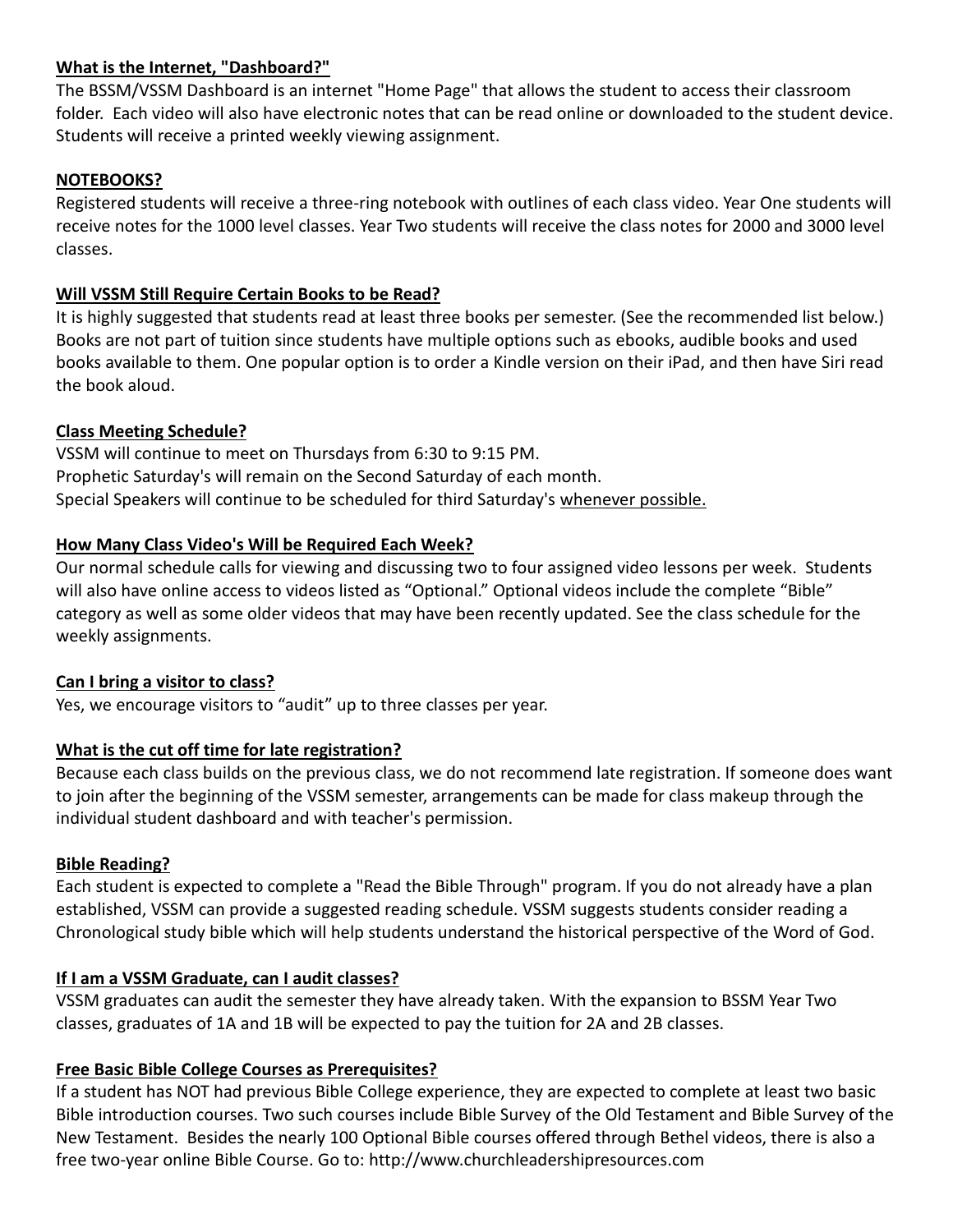**<u>What is the Internet, "Dashboard?"</u>**

The BSSM/VSSM Dashboard is an internet "Home Page" that allows the student to access their classroom folder. Each video will also have electronic notes that can be read online or downloaded to the student device. Students will receive a printed weekly viewing assignment.

**<u>NOTEBOOKS?</u>**

Registered students will receive a three-ring notebook with outlines of each class video. Year One students will receive notes for the 1000 level classes. Year Two students will receive the class notes for 2000 and 3000 level classes.

**<u>Will VSSM Still Require Certain Books to be Read?</u>**

It is highly suggested that students read at least three books per semester. (See the recommended list below.) Books are not part of tuition since students have multiple options such as ebooks, audible books and used books available to them. One popular option is to order a Kindle version on their iPad, and then have Siri read the book aloud.

**<u>Class Meeting Schedule?</u>**

VSSM will continue to meet on Thursdays from 6:30 to 9:15 PM.
Prophetic Saturday's will remain on the Second Saturday of each month.
Special Speakers will continue to be scheduled for third Saturday's <u>whenever possible.</u>

**<u>How Many Class Video's Will be Required Each Week?</u>**

Our normal schedule calls for viewing and discussing two to four assigned video lessons per week. Students will also have online access to videos listed as "Optional." Optional videos include the complete "Bible" category as well as some older videos that may have been recently updated. See the class schedule for the weekly assignments.

**<u>Can I bring a visitor to class?</u>**

Yes, we encourage visitors to "audit" up to three classes per year.

**<u>What is the cut off time for late registration?</u>**

Because each class builds on the previous class, we do not recommend late registration. If someone does want to join after the beginning of the VSSM semester, arrangements can be made for class makeup through the individual student dashboard and with teacher's permission.

**<u>Bible Reading?</u>**

Each student is expected to complete a "Read the Bible Through" program. If you do not already have a plan established, VSSM can provide a suggested reading schedule. VSSM suggests students consider reading a Chronological study bible which will help students understand the historical perspective of the Word of God.

**<u>If I am a VSSM Graduate, can I audit classes?</u>**

VSSM graduates can audit the semester they have already taken. With the expansion to BSSM Year Two classes, graduates of 1A and 1B will be expected to pay the tuition for 2A and 2B classes.

**<u>Free Basic Bible College Courses as Prerequisites?</u>**

If a student has NOT had previous Bible College experience, they are expected to complete at least two basic Bible introduction courses. Two such courses include Bible Survey of the Old Testament and Bible Survey of the New Testament. Besides the nearly 100 Optional Bible courses offered through Bethel videos, there is also a free two-year online Bible Course. Go to: http://www.churchleadershipresources.com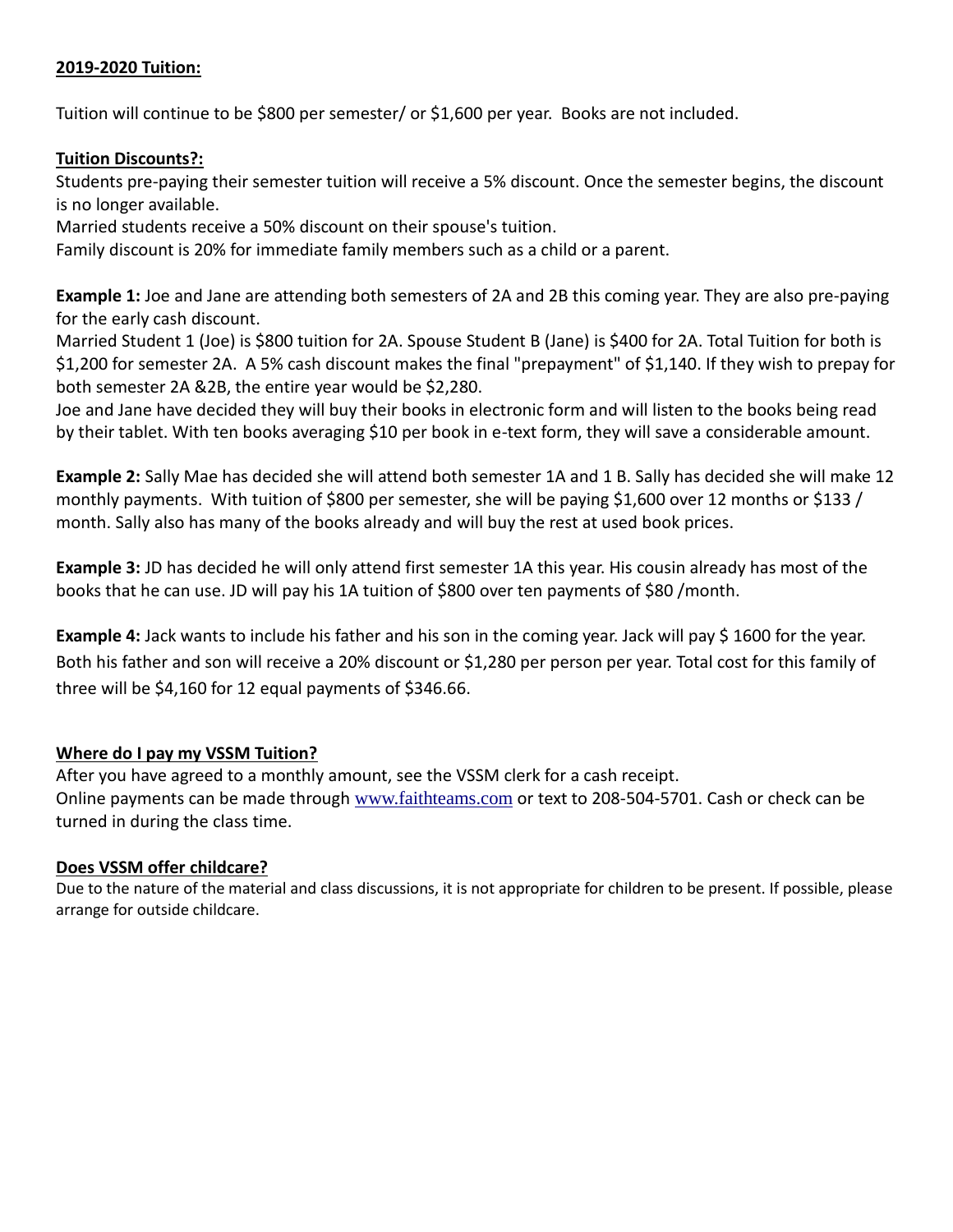**<u>2019-2020 Tuition:</u>**

Tuition will continue to be $800 per semester/ or $1,600 per year. Books are not included.

**<u>Tuition Discounts?:</u>**

Students pre-paying their semester tuition will receive a 5% discount. Once the semester begins, the discount is no longer available.
Married students receive a 50% discount on their spouse's tuition.
Family discount is 20% for immediate family members such as a child or a parent.

**Example 1:** Joe and Jane are attending both semesters of 2A and 2B this coming year. They are also pre-paying for the early cash discount.
Married Student 1 (Joe) is $800 tuition for 2A. Spouse Student B (Jane) is $400 for 2A. Total Tuition for both is $1,200 for semester 2A. A 5% cash discount makes the final "prepayment" of $1,140. If they wish to prepay for both semester 2A &2B, the entire year would be $2,280.
Joe and Jane have decided they will buy their books in electronic form and will listen to the books being read by their tablet. With ten books averaging $10 per book in e-text form, they will save a considerable amount.

**Example 2:** Sally Mae has decided she will attend both semester 1A and 1 B. Sally has decided she will make 12 monthly payments. With tuition of $800 per semester, she will be paying $1,600 over 12 months or $133 / month. Sally also has many of the books already and will buy the rest at used book prices.

**Example 3:** JD has decided he will only attend first semester 1A this year. His cousin already has most of the books that he can use. JD will pay his 1A tuition of $800 over ten payments of $80 /month.

**Example 4:** Jack wants to include his father and his son in the coming year. Jack will pay $ 1600 for the year. Both his father and son will receive a 20% discount or $1,280 per person per year. Total cost for this family of three will be $4,160 for 12 equal payments of $346.66.

**<u>Where do I pay my VSSM Tuition?</u>**

After you have agreed to a monthly amount, see the VSSM clerk for a cash receipt.
Online payments can be made through www.faithteams.com or text to 208-504-5701. Cash or check can be turned in during the class time.

**<u>Does VSSM offer childcare?</u>**

Due to the nature of the material and class discussions, it is not appropriate for children to be present. If possible, please arrange for outside childcare.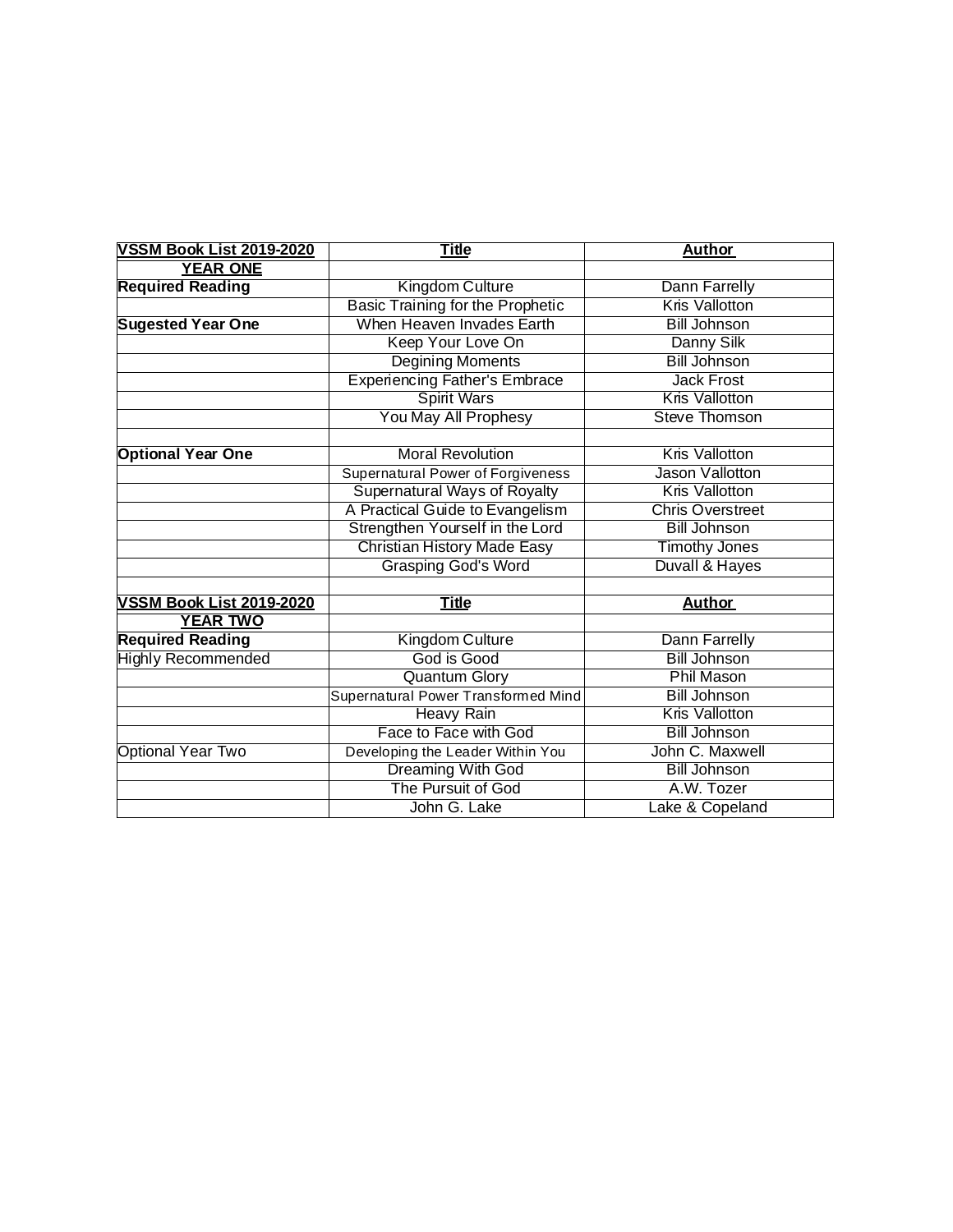| VSSM Book List 2019-2020 | Title | Author |
|---|---|---|
| YEAR ONE | | |
| Required Reading | Kingdom Culture | Dann Farrelly |
| | Basic Training for the Prophetic | Kris Vallotton |
| Sugested Year One | When Heaven Invades Earth | Bill Johnson |
| | Keep Your Love On | Danny Silk |
| | Degining Moments | Bill Johnson |
| | Experiencing Father's Embrace | Jack Frost |
| | Spirit Wars | Kris Vallotton |
| | You May All Prophesy | Steve Thomson |
| | | |
| Optional Year One | Moral Revolution | Kris Vallotton |
| | Supernatural Power of Forgiveness | Jason Vallotton |
| | Supernatural Ways of Royalty | Kris Vallotton |
| | A Practical Guide to Evangelism | Chris Overstreet |
| | Strengthen Yourself in the Lord | Bill Johnson |
| | Christian History Made Easy | Timothy Jones |
| | Grasping God's Word | Duvall & Hayes |
| | | |
| **VSSM Book List 2019-2020** | **Title** | **Author** |
| YEAR TWO | | |
| Required Reading | Kingdom Culture | Dann Farrelly |
| Highly Recommended | God is Good | Bill Johnson |
| | Quantum Glory | Phil Mason |
| | Supernatural Power Transformed Mind | Bill Johnson |
| | Heavy Rain | Kris Vallotton |
| | Face to Face with God | Bill Johnson |
| Optional Year Two | Developing the Leader Within You | John C. Maxwell |
| | Dreaming With God | Bill Johnson |
| | The Pursuit of God | A.W. Tozer |
| | John G. Lake | Lake & Copeland |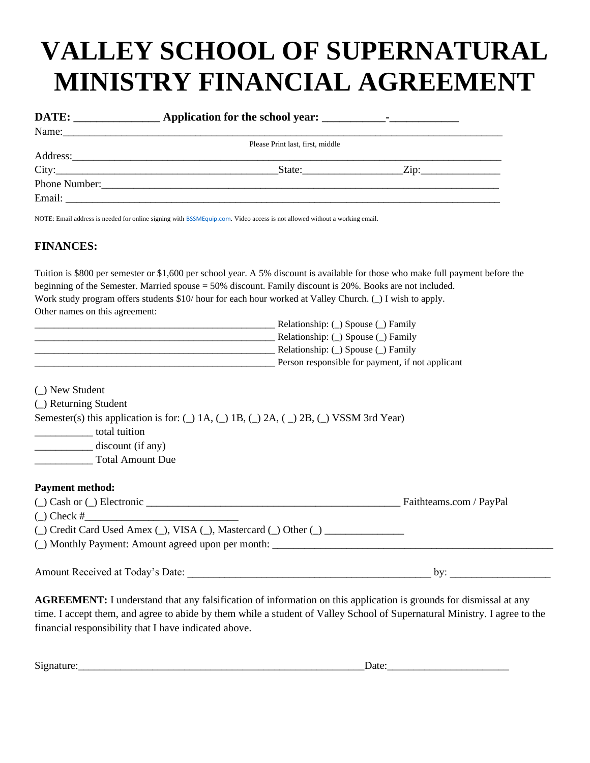# VALLEY SCHOOL OF SUPERNATURAL MINISTRY FINANCIAL AGREEMENT

**DATE: _______________ Application for the school year: ___________-____________**

Name:_____________________________________________________________________________________

Please Print last, first, middle

Address:___________________________________________________________________________________

City:___________________________________________State:__________________Zip:_______________

Phone Number:_____________________________________________________________________________

Email: ____________________________________________________________________________________

NOTE: Email address is needed for online signing with BSSMEquip.com. Video access is not allowed without a working email.

### FINANCES:

Tuition is $800 per semester or $1,600 per school year. A 5% discount is available for those who make full payment before the beginning of the Semester. Married spouse = 50% discount. Family discount is 20%. Books are not included.
Work study program offers students $10/ hour for each hour worked at Valley Church. (_) I wish to apply.
Other names on this agreement:

__________________________________________________ Relationship: (_) Spouse (_) Family
__________________________________________________ Relationship: (_) Spouse (_) Family
__________________________________________________ Relationship: (_) Spouse (_) Family
__________________________________________________ Person responsible for payment, if not applicant

(_) New Student
(_) Returning Student
Semester(s) this application is for: (_) 1A, (_) 1B, (_) 2A, ( _) 2B, (_) VSSM 3rd Year)
___________ total tuition
___________ discount (if any)
___________ Total Amount Due

**Payment method:**
(_) Cash or (_) Electronic __________________________________________________ Faithteams.com / PayPal
(_) Check #______________________________
(_) Credit Card Used Amex (_), VISA (_), Mastercard (_) Other (_) _______________
(_) Monthly Payment: Amount agreed upon per month: _______________________________________________________

Amount Received at Today's Date: ________________________________________________ by: ___________________

**AGREEMENT:** I understand that any falsification of information on this application is grounds for dismissal at any time. I accept them, and agree to abide by them while a student of Valley School of Supernatural Ministry. I agree to the financial responsibility that I have indicated above.

Signature:________________________________________________________Date:_______________________